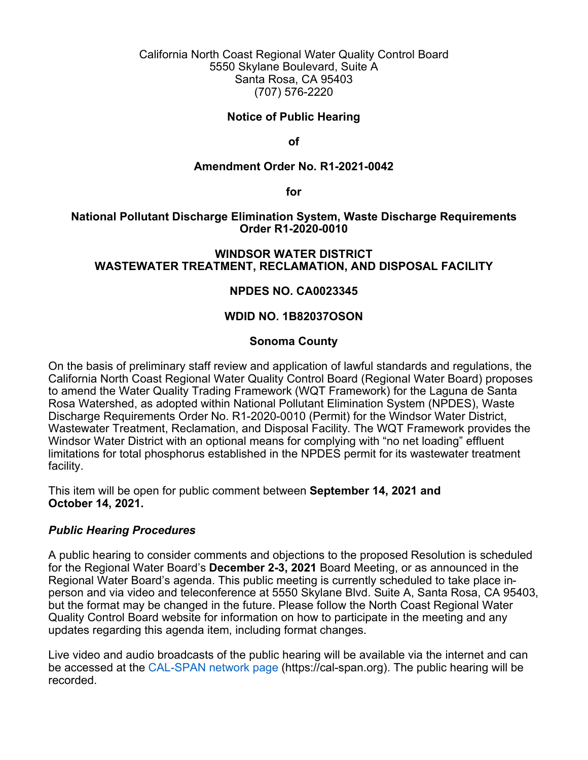California North Coast Regional Water Quality Control Board
5550 Skylane Boulevard, Suite A
Santa Rosa, CA 95403
(707) 576-2220

**Notice of Public Hearing**

**of**

**Amendment Order No. R1-2021-0042**

**for**

**National Pollutant Discharge Elimination System, Waste Discharge Requirements Order R1-2020-0010**

**WINDSOR WATER DISTRICT**
**WASTEWATER TREATMENT, RECLAMATION, AND DISPOSAL FACILITY**

**NPDES NO. CA0023345**

**WDID NO. 1B82037OSON**

**Sonoma County**

On the basis of preliminary staff review and application of lawful standards and regulations, the California North Coast Regional Water Quality Control Board (Regional Water Board) proposes to amend the Water Quality Trading Framework (WQT Framework) for the Laguna de Santa Rosa Watershed, as adopted within National Pollutant Elimination System (NPDES), Waste Discharge Requirements Order No. R1-2020-0010 (Permit) for the Windsor Water District, Wastewater Treatment, Reclamation, and Disposal Facility. The WQT Framework provides the Windsor Water District with an optional means for complying with "no net loading" effluent limitations for total phosphorus established in the NPDES permit for its wastewater treatment facility.

This item will be open for public comment between **September 14, 2021 and October 14, 2021.**

### *Public Hearing Procedures*

A public hearing to consider comments and objections to the proposed Resolution is scheduled for the Regional Water Board's **December 2-3, 2021** Board Meeting, or as announced in the Regional Water Board's agenda. This public meeting is currently scheduled to take place in-person and via video and teleconference at 5550 Skylane Blvd. Suite A, Santa Rosa, CA 95403, but the format may be changed in the future. Please follow the North Coast Regional Water Quality Control Board website for information on how to participate in the meeting and any updates regarding this agenda item, including format changes.

Live video and audio broadcasts of the public hearing will be available via the internet and can be accessed at the CAL-SPAN network page (https://cal-span.org). The public hearing will be recorded.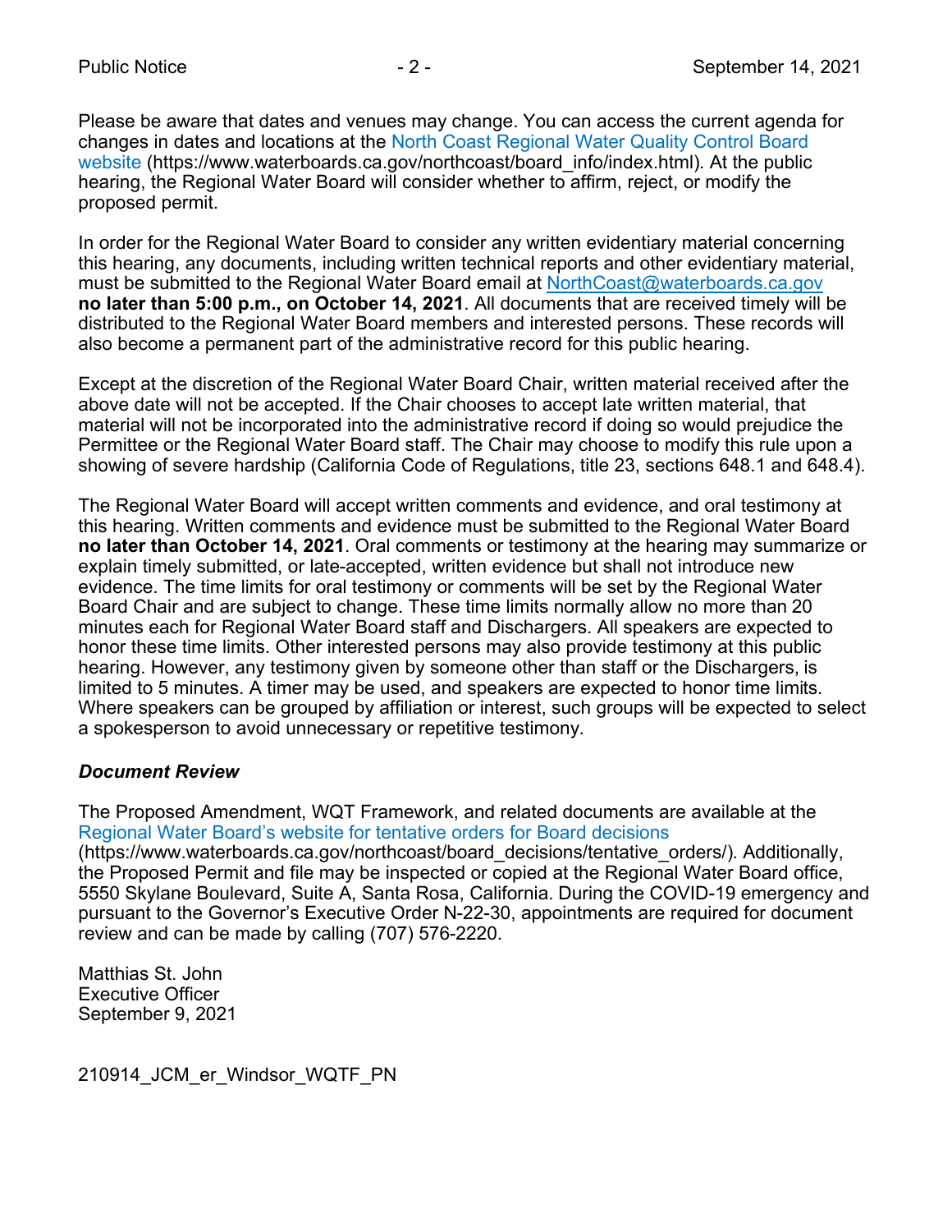Please be aware that dates and venues may change. You can access the current agenda for changes in dates and locations at the North Coast Regional Water Quality Control Board website (https://www.waterboards.ca.gov/northcoast/board_info/index.html). At the public hearing, the Regional Water Board will consider whether to affirm, reject, or modify the proposed permit.

In order for the Regional Water Board to consider any written evidentiary material concerning this hearing, any documents, including written technical reports and other evidentiary material, must be submitted to the Regional Water Board email at NorthCoast@waterboards.ca.gov **no later than 5:00 p.m., on October 14, 2021**. All documents that are received timely will be distributed to the Regional Water Board members and interested persons. These records will also become a permanent part of the administrative record for this public hearing.

Except at the discretion of the Regional Water Board Chair, written material received after the above date will not be accepted. If the Chair chooses to accept late written material, that material will not be incorporated into the administrative record if doing so would prejudice the Permittee or the Regional Water Board staff. The Chair may choose to modify this rule upon a showing of severe hardship (California Code of Regulations, title 23, sections 648.1 and 648.4).

The Regional Water Board will accept written comments and evidence, and oral testimony at this hearing. Written comments and evidence must be submitted to the Regional Water Board **no later than October 14, 2021**. Oral comments or testimony at the hearing may summarize or explain timely submitted, or late-accepted, written evidence but shall not introduce new evidence. The time limits for oral testimony or comments will be set by the Regional Water Board Chair and are subject to change. These time limits normally allow no more than 20 minutes each for Regional Water Board staff and Dischargers. All speakers are expected to honor these time limits. Other interested persons may also provide testimony at this public hearing. However, any testimony given by someone other than staff or the Dischargers, is limited to 5 minutes. A timer may be used, and speakers are expected to honor time limits. Where speakers can be grouped by affiliation or interest, such groups will be expected to select a spokesperson to avoid unnecessary or repetitive testimony.

### ***Document Review***

The Proposed Amendment, WQT Framework, and related documents are available at the Regional Water Board's website for tentative orders for Board decisions (https://www.waterboards.ca.gov/northcoast/board_decisions/tentative_orders/). Additionally, the Proposed Permit and file may be inspected or copied at the Regional Water Board office, 5550 Skylane Boulevard, Suite A, Santa Rosa, California. During the COVID-19 emergency and pursuant to the Governor's Executive Order N-22-30, appointments are required for document review and can be made by calling (707) 576-2220.

Matthias St. John
Executive Officer
September 9, 2021

210914_JCM_er_Windsor_WQTF_PN